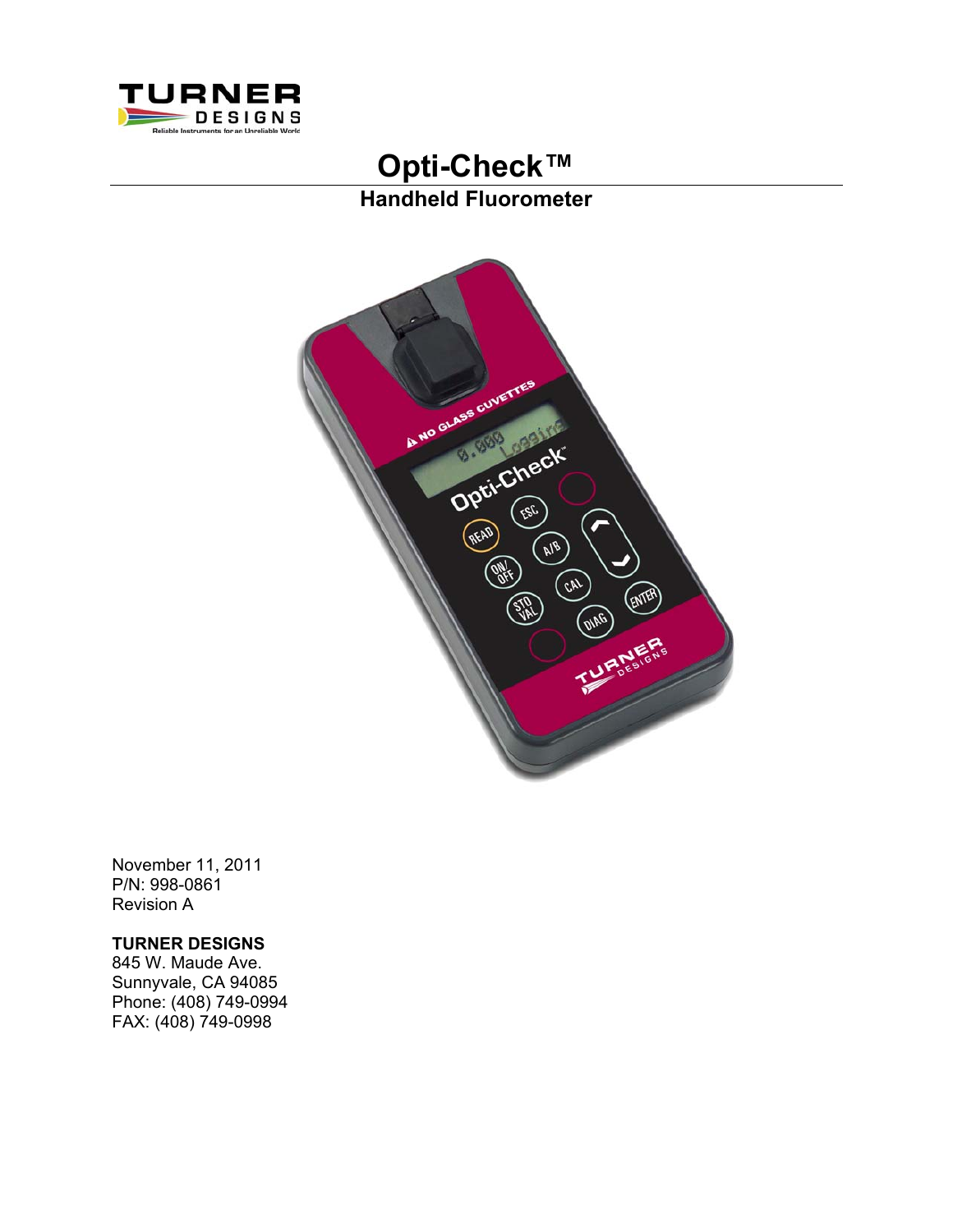# Opti-Check™

## Handheld Fluorometer

November 11, 2011
P/N: 998-0861
Revision A

**TURNER DESIGNS**
845 W. Maude Ave.
Sunnyvale, CA 94085
Phone: (408) 749-0994
FAX: (408) 749-0998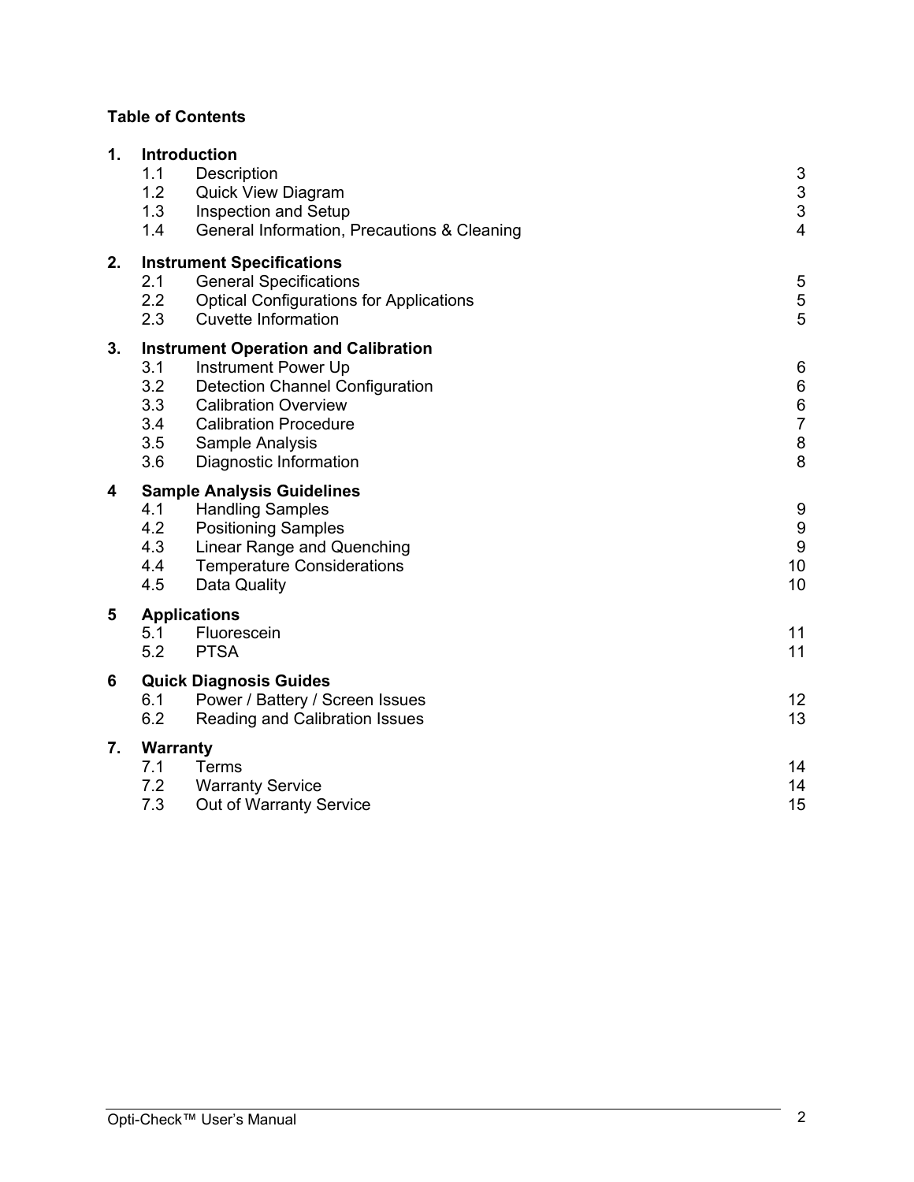**Table of Contents**

| | | |
|---|---|---|
| **1. Introduction** | | |
| 1.1 | Description | 3 |
| 1.2 | Quick View Diagram | 3 |
| 1.3 | Inspection and Setup | 3 |
| 1.4 | General Information, Precautions & Cleaning | 4 |
| **2. Instrument Specifications** | | |
| 2.1 | General Specifications | 5 |
| 2.2 | Optical Configurations for Applications | 5 |
| 2.3 | Cuvette Information | 5 |
| **3. Instrument Operation and Calibration** | | |
| 3.1 | Instrument Power Up | 6 |
| 3.2 | Detection Channel Configuration | 6 |
| 3.3 | Calibration Overview | 6 |
| 3.4 | Calibration Procedure | 7 |
| 3.5 | Sample Analysis | 8 |
| 3.6 | Diagnostic Information | 8 |
| **4 Sample Analysis Guidelines** | | |
| 4.1 | Handling Samples | 9 |
| 4.2 | Positioning Samples | 9 |
| 4.3 | Linear Range and Quenching | 9 |
| 4.4 | Temperature Considerations | 10 |
| 4.5 | Data Quality | 10 |
| **5 Applications** | | |
| 5.1 | Fluorescein | 11 |
| 5.2 | PTSA | 11 |
| **6 Quick Diagnosis Guides** | | |
| 6.1 | Power / Battery / Screen Issues | 12 |
| 6.2 | Reading and Calibration Issues | 13 |
| **7. Warranty** | | |
| 7.1 | Terms | 14 |
| 7.2 | Warranty Service | 14 |
| 7.3 | Out of Warranty Service | 15 |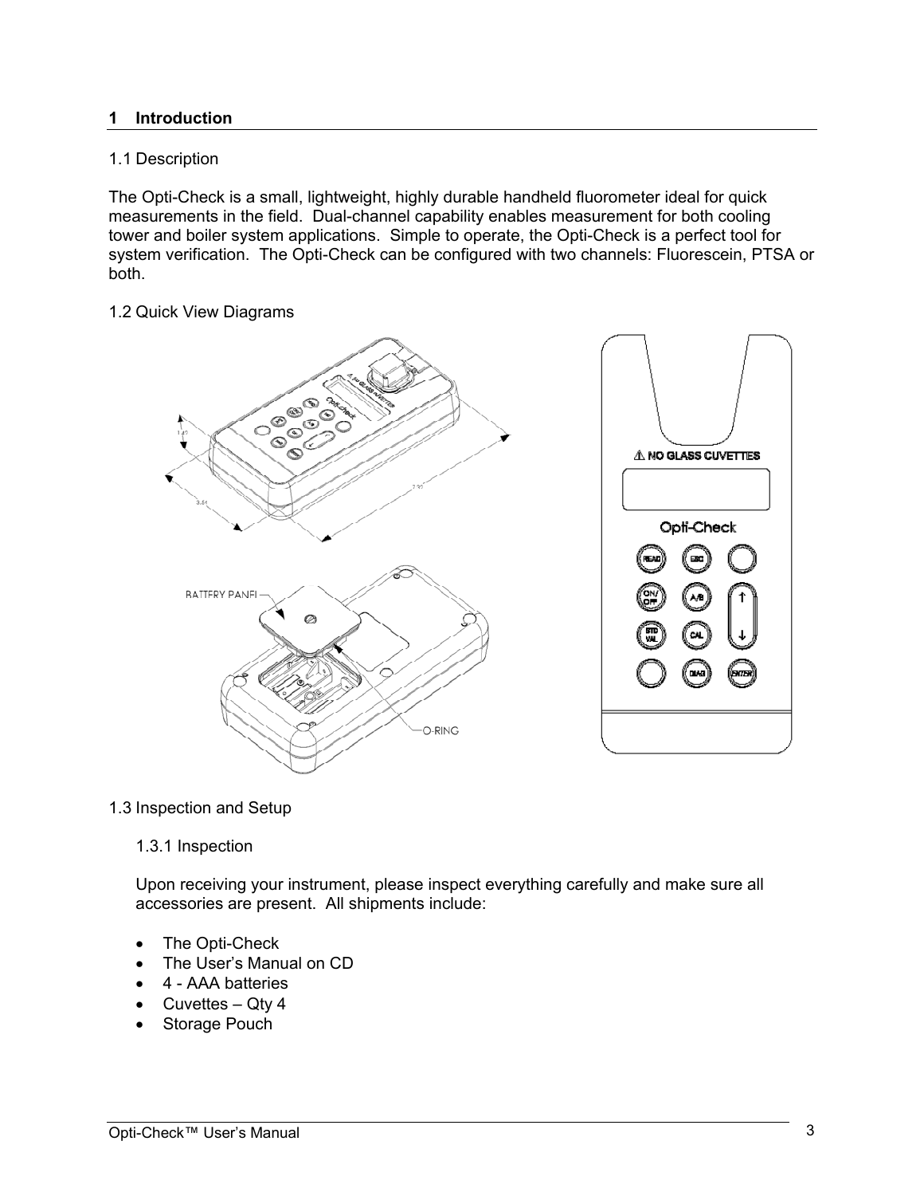# 1 Introduction

## 1.1 Description

The Opti-Check is a small, lightweight, highly durable handheld fluorometer ideal for quick measurements in the field. Dual-channel capability enables measurement for both cooling tower and boiler system applications. Simple to operate, the Opti-Check is a perfect tool for system verification. The Opti-Check can be configured with two channels: Fluorescein, PTSA or both.

## 1.2 Quick View Diagrams

1.45

3.51

7.30

BATTERY PANEL

O-RING

NO GLASS CUVETTES

Opti-Check

READ ESC

ON/OFF A/B

STD VAL CAL

DIAG ENTER

## 1.3 Inspection and Setup

### 1.3.1 Inspection

Upon receiving your instrument, please inspect everything carefully and make sure all accessories are present. All shipments include:

- The Opti-Check
- The User's Manual on CD
- 4 - AAA batteries
- Cuvettes – Qty 4
- Storage Pouch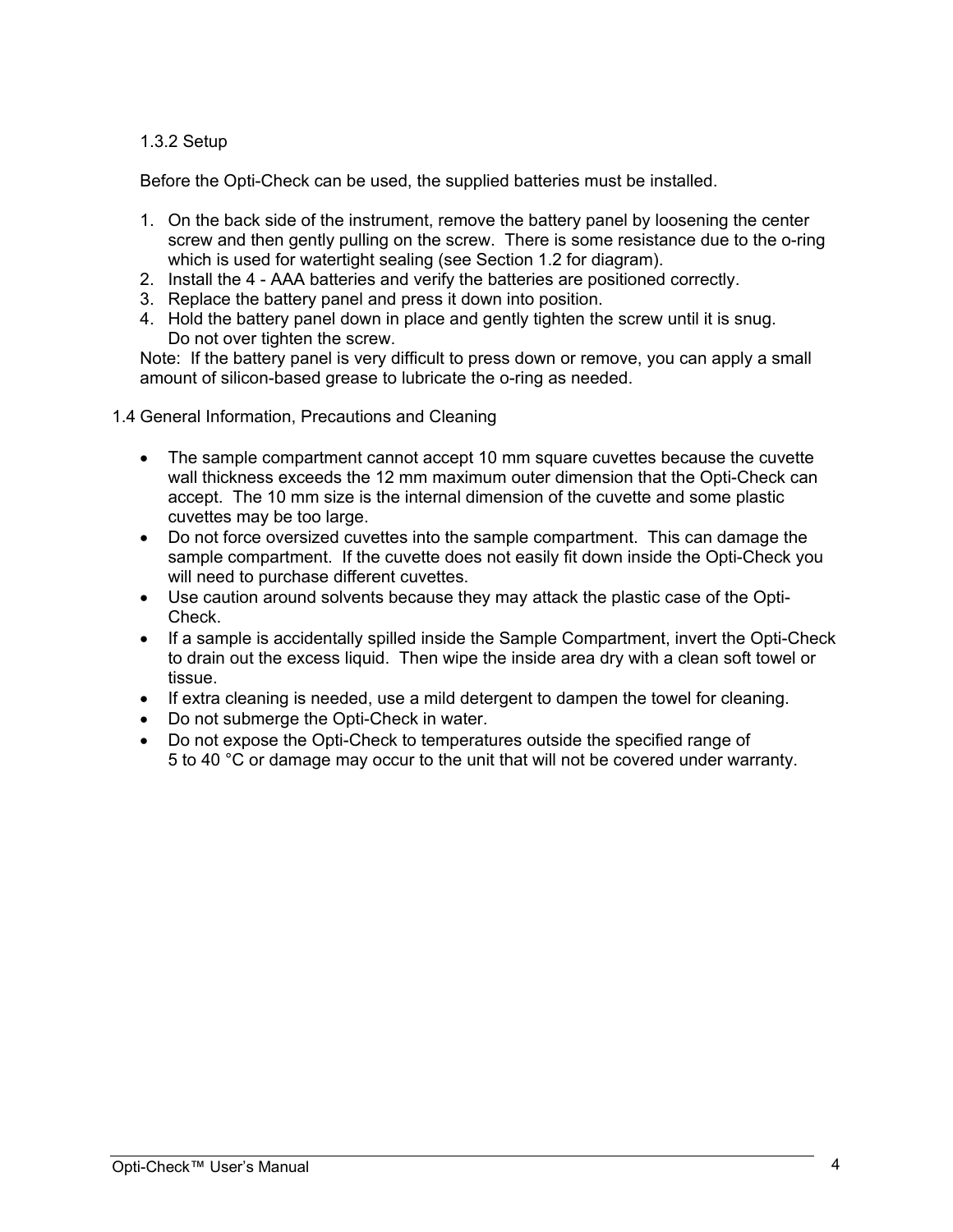### 1.3.2 Setup

Before the Opti-Check can be used, the supplied batteries must be installed.

1. On the back side of the instrument, remove the battery panel by loosening the center screw and then gently pulling on the screw. There is some resistance due to the o-ring which is used for watertight sealing (see Section 1.2 for diagram).
2. Install the 4 - AAA batteries and verify the batteries are positioned correctly.
3. Replace the battery panel and press it down into position.
4. Hold the battery panel down in place and gently tighten the screw until it is snug. Do not over tighten the screw.

Note: If the battery panel is very difficult to press down or remove, you can apply a small amount of silicon-based grease to lubricate the o-ring as needed.

## 1.4 General Information, Precautions and Cleaning

- The sample compartment cannot accept 10 mm square cuvettes because the cuvette wall thickness exceeds the 12 mm maximum outer dimension that the Opti-Check can accept. The 10 mm size is the internal dimension of the cuvette and some plastic cuvettes may be too large.
- Do not force oversized cuvettes into the sample compartment. This can damage the sample compartment. If the cuvette does not easily fit down inside the Opti-Check you will need to purchase different cuvettes.
- Use caution around solvents because they may attack the plastic case of the Opti-Check.
- If a sample is accidentally spilled inside the Sample Compartment, invert the Opti-Check to drain out the excess liquid. Then wipe the inside area dry with a clean soft towel or tissue.
- If extra cleaning is needed, use a mild detergent to dampen the towel for cleaning.
- Do not submerge the Opti-Check in water.
- Do not expose the Opti-Check to temperatures outside the specified range of 5 to 40 °C or damage may occur to the unit that will not be covered under warranty.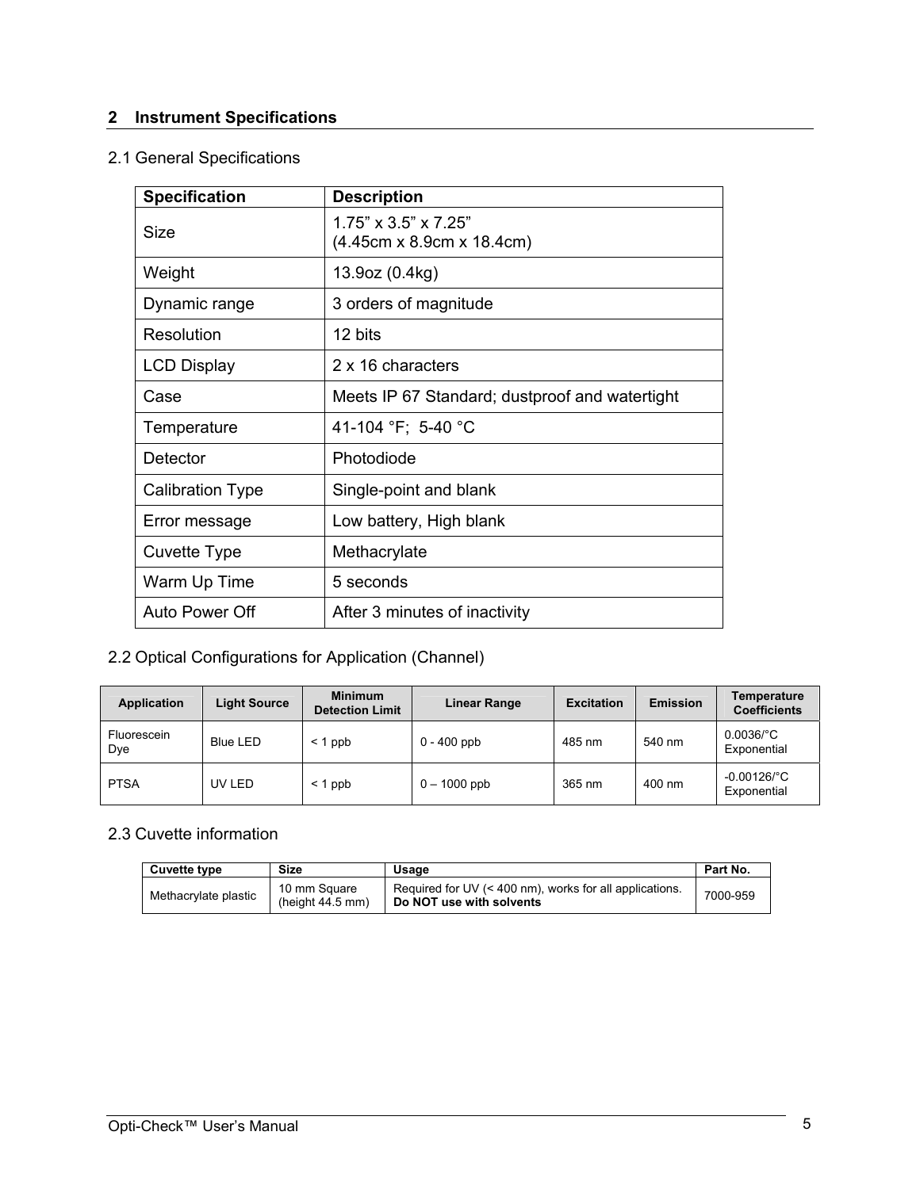## 2 Instrument Specifications

### 2.1 General Specifications

| Specification | Description |
|---|---|
| Size | 1.75” x 3.5” x 7.25”<br>(4.45cm x 8.9cm x 18.4cm) |
| Weight | 13.9oz (0.4kg) |
| Dynamic range | 3 orders of magnitude |
| Resolution | 12 bits |
| LCD Display | 2 x 16 characters |
| Case | Meets IP 67 Standard; dustproof and watertight |
| Temperature | 41-104 °F; 5-40 °C |
| Detector | Photodiode |
| Calibration Type | Single-point and blank |
| Error message | Low battery, High blank |
| Cuvette Type | Methacrylate |
| Warm Up Time | 5 seconds |
| Auto Power Off | After 3 minutes of inactivity |

### 2.2 Optical Configurations for Application (Channel)

| Application | Light Source | Minimum Detection Limit | Linear Range | Excitation | Emission | Temperature Coefficients |
|---|---|---|---|---|---|---|
| Fluorescein Dye | Blue LED | < 1 ppb | 0 - 400 ppb | 485 nm | 540 nm | 0.0036/°C Exponential |
| PTSA | UV LED | < 1 ppb | 0 – 1000 ppb | 365 nm | 400 nm | -0.00126/°C Exponential |

### 2.3 Cuvette information

| Cuvette type | Size | Usage | Part No. |
|---|---|---|---|
| Methacrylate plastic | 10 mm Square (height 44.5 mm) | Required for UV (< 400 nm), works for all applications. **Do NOT use with solvents** | 7000-959 |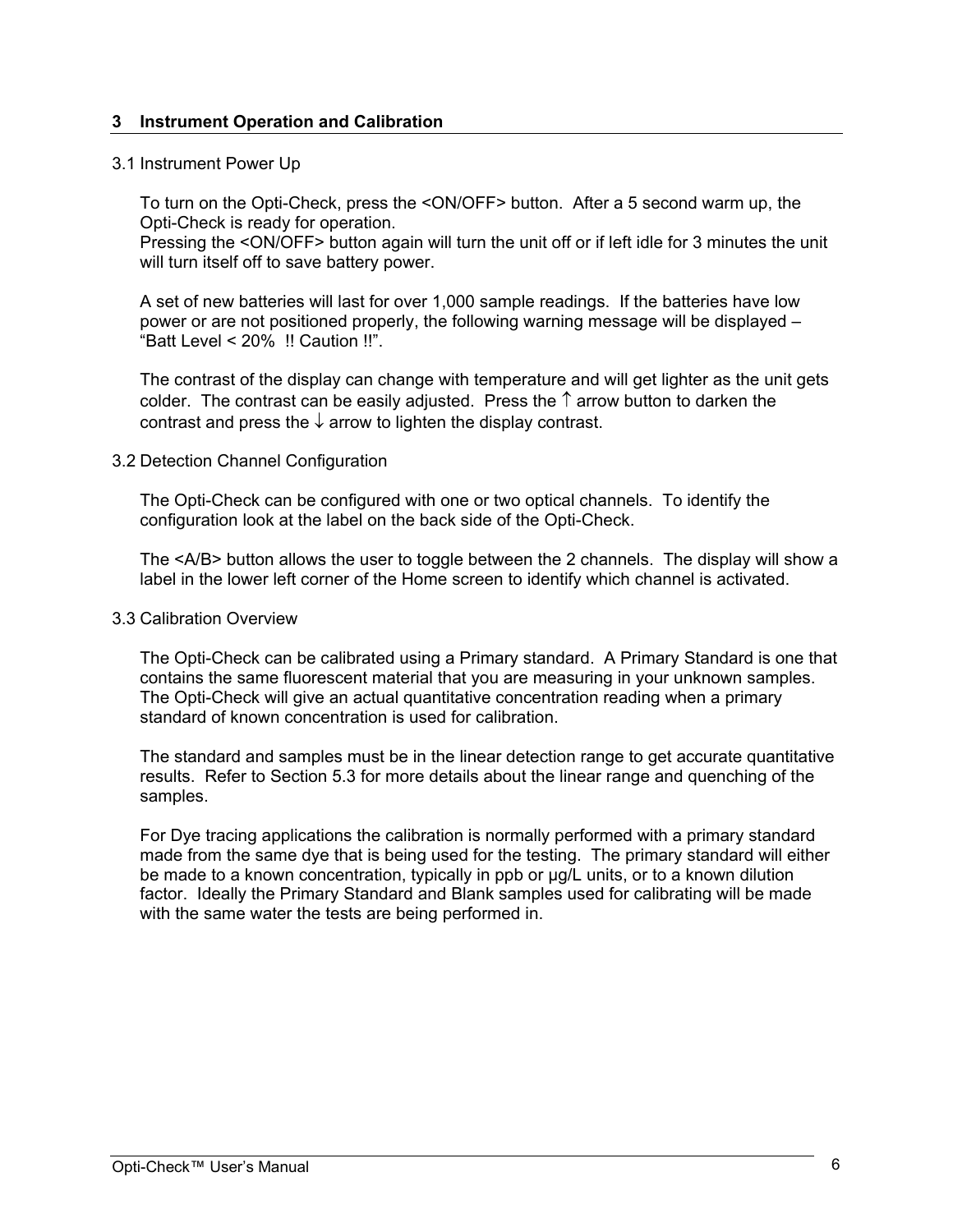## 3 Instrument Operation and Calibration

### 3.1 Instrument Power Up

To turn on the Opti-Check, press the <ON/OFF> button. After a 5 second warm up, the Opti-Check is ready for operation.
Pressing the <ON/OFF> button again will turn the unit off or if left idle for 3 minutes the unit will turn itself off to save battery power.

A set of new batteries will last for over 1,000 sample readings. If the batteries have low power or are not positioned properly, the following warning message will be displayed – “Batt Level < 20% !! Caution !!”.

The contrast of the display can change with temperature and will get lighter as the unit gets colder. The contrast can be easily adjusted. Press the ↑ arrow button to darken the contrast and press the ↓ arrow to lighten the display contrast.

### 3.2 Detection Channel Configuration

The Opti-Check can be configured with one or two optical channels. To identify the configuration look at the label on the back side of the Opti-Check.

The <A/B> button allows the user to toggle between the 2 channels. The display will show a label in the lower left corner of the Home screen to identify which channel is activated.

### 3.3 Calibration Overview

The Opti-Check can be calibrated using a Primary standard. A Primary Standard is one that contains the same fluorescent material that you are measuring in your unknown samples. The Opti-Check will give an actual quantitative concentration reading when a primary standard of known concentration is used for calibration.

The standard and samples must be in the linear detection range to get accurate quantitative results. Refer to Section 5.3 for more details about the linear range and quenching of the samples.

For Dye tracing applications the calibration is normally performed with a primary standard made from the same dye that is being used for the testing. The primary standard will either be made to a known concentration, typically in ppb or µg/L units, or to a known dilution factor. Ideally the Primary Standard and Blank samples used for calibrating will be made with the same water the tests are being performed in.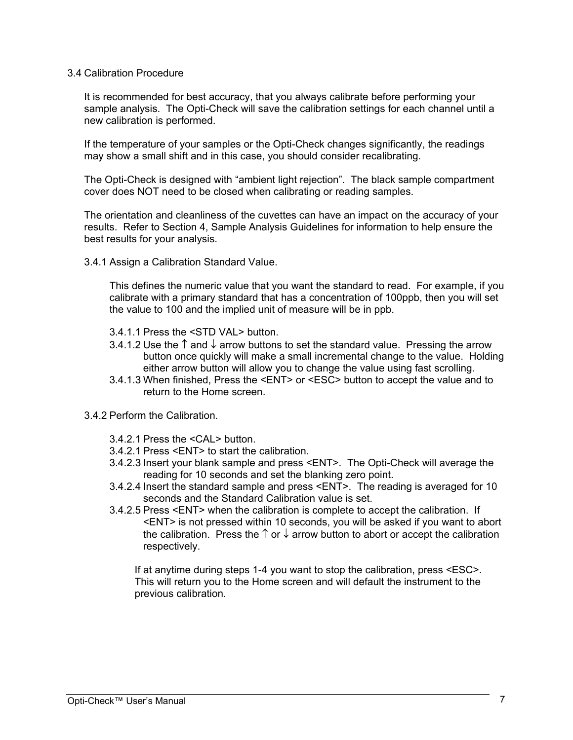## 3.4 Calibration Procedure

It is recommended for best accuracy, that you always calibrate before performing your sample analysis. The Opti-Check will save the calibration settings for each channel until a new calibration is performed.

If the temperature of your samples or the Opti-Check changes significantly, the readings may show a small shift and in this case, you should consider recalibrating.

The Opti-Check is designed with "ambient light rejection". The black sample compartment cover does NOT need to be closed when calibrating or reading samples.

The orientation and cleanliness of the cuvettes can have an impact on the accuracy of your results. Refer to Section 4, Sample Analysis Guidelines for information to help ensure the best results for your analysis.

### 3.4.1 Assign a Calibration Standard Value.

This defines the numeric value that you want the standard to read. For example, if you calibrate with a primary standard that has a concentration of 100ppb, then you will set the value to 100 and the implied unit of measure will be in ppb.

3.4.1.1 Press the <STD VAL> button.
3.4.1.2 Use the ↑ and ↓ arrow buttons to set the standard value. Pressing the arrow button once quickly will make a small incremental change to the value. Holding either arrow button will allow you to change the value using fast scrolling.
3.4.1.3 When finished, Press the <ENT> or <ESC> button to accept the value and to return to the Home screen.

### 3.4.2 Perform the Calibration.

3.4.2.1 Press the <CAL> button.
3.4.2.1 Press <ENT> to start the calibration.
3.4.2.3 Insert your blank sample and press <ENT>. The Opti-Check will average the reading for 10 seconds and set the blanking zero point.
3.4.2.4 Insert the standard sample and press <ENT>. The reading is averaged for 10 seconds and the Standard Calibration value is set.
3.4.2.5 Press <ENT> when the calibration is complete to accept the calibration. If <ENT> is not pressed within 10 seconds, you will be asked if you want to abort the calibration. Press the ↑ or ↓ arrow button to abort or accept the calibration respectively.

If at anytime during steps 1-4 you want to stop the calibration, press <ESC>. This will return you to the Home screen and will default the instrument to the previous calibration.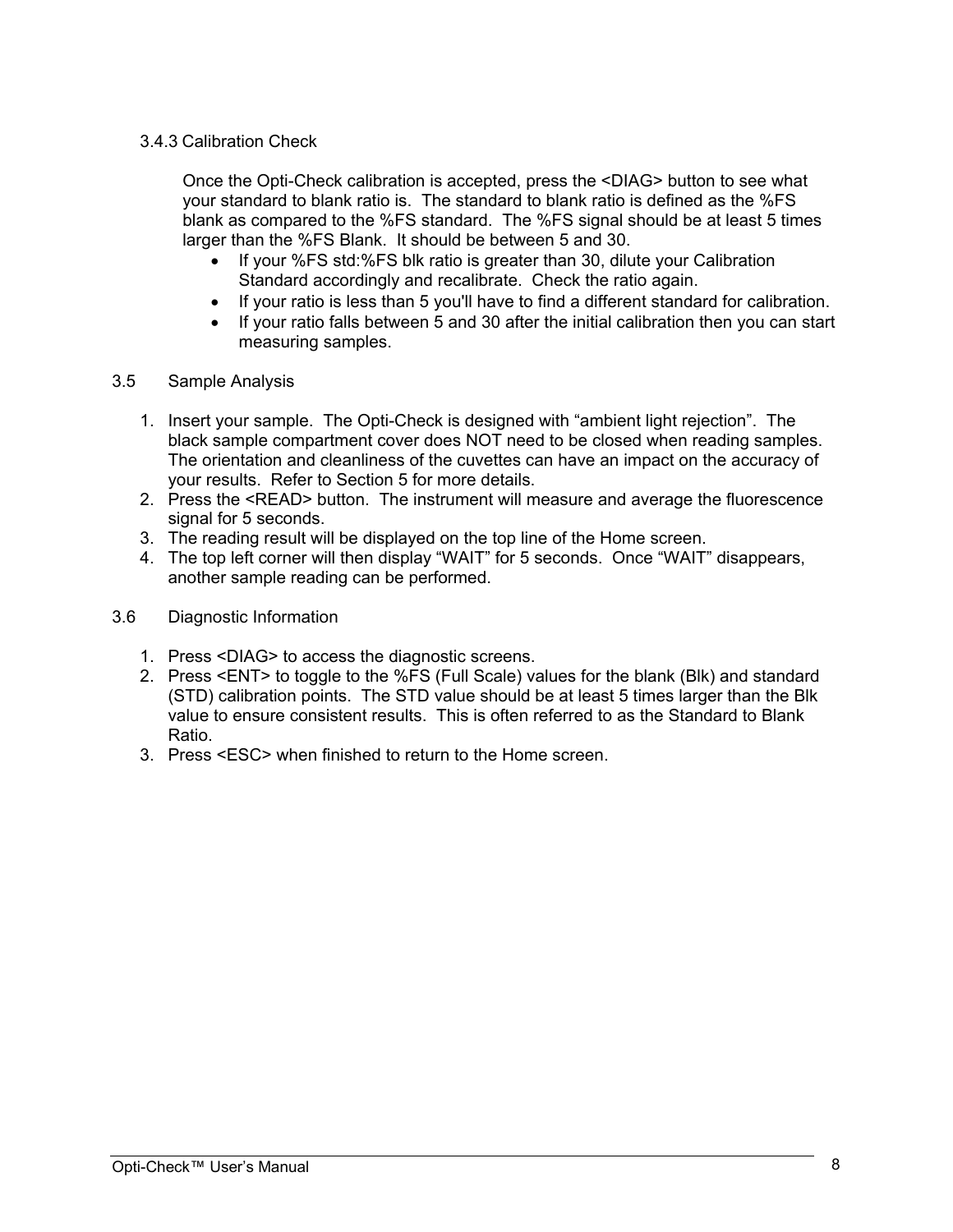### 3.4.3 Calibration Check

Once the Opti-Check calibration is accepted, press the <DIAG> button to see what your standard to blank ratio is. The standard to blank ratio is defined as the %FS blank as compared to the %FS standard. The %FS signal should be at least 5 times larger than the %FS Blank. It should be between 5 and 30.

- If your %FS std:%FS blk ratio is greater than 30, dilute your Calibration Standard accordingly and recalibrate. Check the ratio again.
- If your ratio is less than 5 you'll have to find a different standard for calibration.
- If your ratio falls between 5 and 30 after the initial calibration then you can start measuring samples.

## 3.5 Sample Analysis

1. Insert your sample. The Opti-Check is designed with "ambient light rejection". The black sample compartment cover does NOT need to be closed when reading samples. The orientation and cleanliness of the cuvettes can have an impact on the accuracy of your results. Refer to Section 5 for more details.
2. Press the <READ> button. The instrument will measure and average the fluorescence signal for 5 seconds.
3. The reading result will be displayed on the top line of the Home screen.
4. The top left corner will then display "WAIT" for 5 seconds. Once "WAIT" disappears, another sample reading can be performed.

## 3.6 Diagnostic Information

1. Press <DIAG> to access the diagnostic screens.
2. Press <ENT> to toggle to the %FS (Full Scale) values for the blank (Blk) and standard (STD) calibration points. The STD value should be at least 5 times larger than the Blk value to ensure consistent results. This is often referred to as the Standard to Blank Ratio.
3. Press <ESC> when finished to return to the Home screen.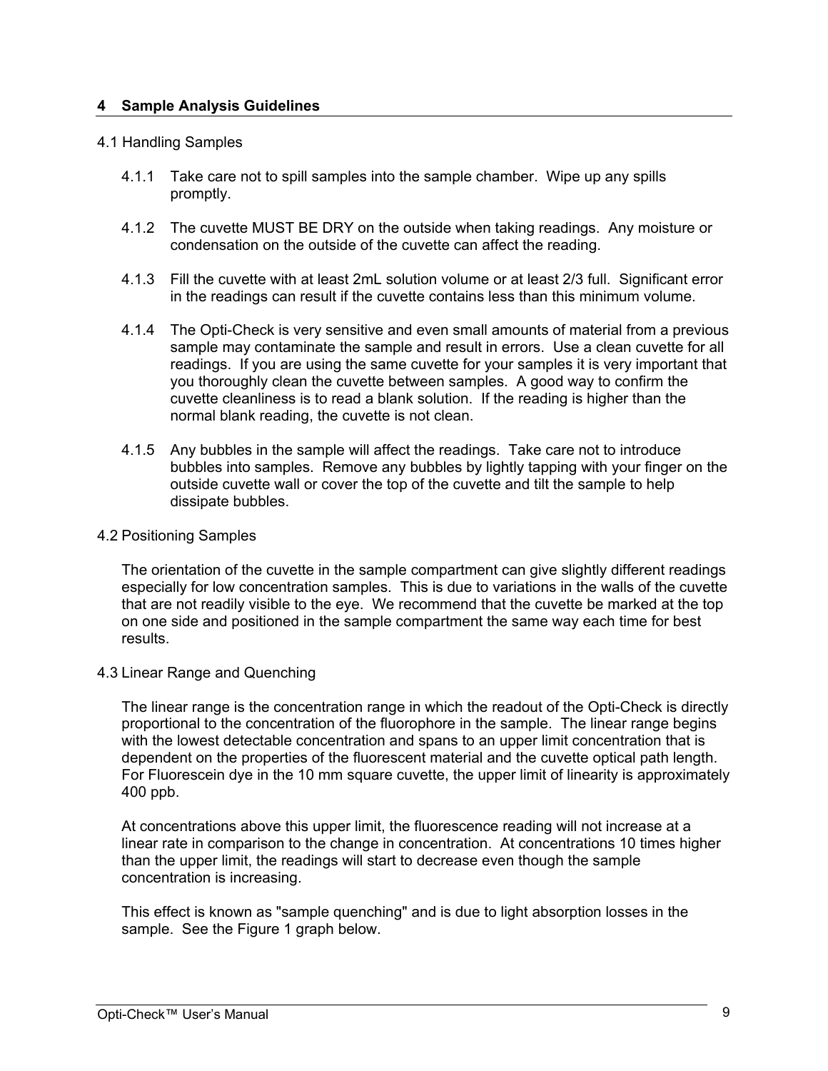# 4 Sample Analysis Guidelines

## 4.1 Handling Samples

4.1.1 Take care not to spill samples into the sample chamber. Wipe up any spills promptly.

4.1.2 The cuvette MUST BE DRY on the outside when taking readings. Any moisture or condensation on the outside of the cuvette can affect the reading.

4.1.3 Fill the cuvette with at least 2mL solution volume or at least 2/3 full. Significant error in the readings can result if the cuvette contains less than this minimum volume.

4.1.4 The Opti-Check is very sensitive and even small amounts of material from a previous sample may contaminate the sample and result in errors. Use a clean cuvette for all readings. If you are using the same cuvette for your samples it is very important that you thoroughly clean the cuvette between samples. A good way to confirm the cuvette cleanliness is to read a blank solution. If the reading is higher than the normal blank reading, the cuvette is not clean.

4.1.5 Any bubbles in the sample will affect the readings. Take care not to introduce bubbles into samples. Remove any bubbles by lightly tapping with your finger on the outside cuvette wall or cover the top of the cuvette and tilt the sample to help dissipate bubbles.

## 4.2 Positioning Samples

The orientation of the cuvette in the sample compartment can give slightly different readings especially for low concentration samples. This is due to variations in the walls of the cuvette that are not readily visible to the eye. We recommend that the cuvette be marked at the top on one side and positioned in the sample compartment the same way each time for best results.

## 4.3 Linear Range and Quenching

The linear range is the concentration range in which the readout of the Opti-Check is directly proportional to the concentration of the fluorophore in the sample. The linear range begins with the lowest detectable concentration and spans to an upper limit concentration that is dependent on the properties of the fluorescent material and the cuvette optical path length. For Fluorescein dye in the 10 mm square cuvette, the upper limit of linearity is approximately 400 ppb.

At concentrations above this upper limit, the fluorescence reading will not increase at a linear rate in comparison to the change in concentration. At concentrations 10 times higher than the upper limit, the readings will start to decrease even though the sample concentration is increasing.

This effect is known as "sample quenching" and is due to light absorption losses in the sample. See the Figure 1 graph below.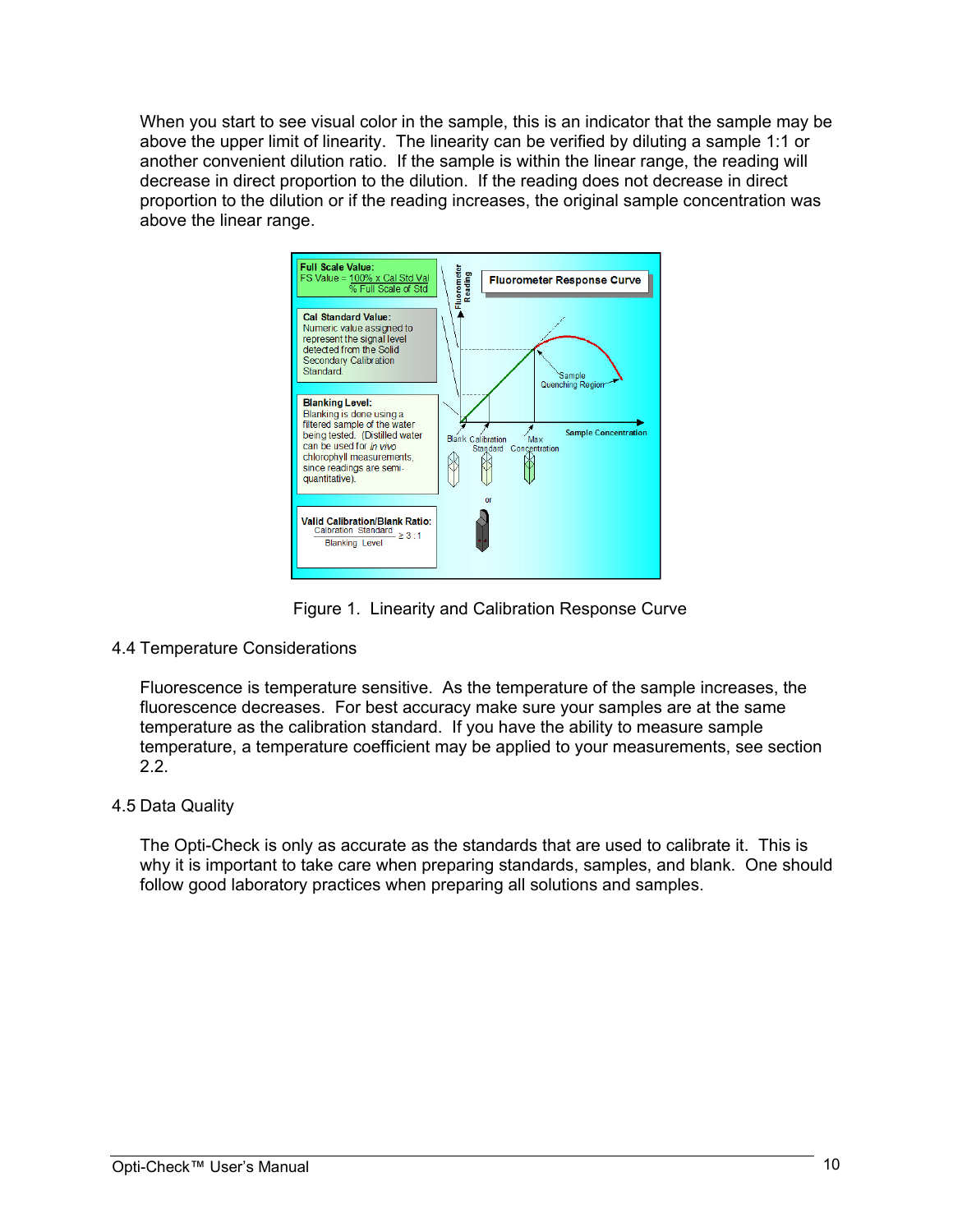When you start to see visual color in the sample, this is an indicator that the sample may be above the upper limit of linearity. The linearity can be verified by diluting a sample 1:1 or another convenient dilution ratio. If the sample is within the linear range, the reading will decrease in direct proportion to the dilution. If the reading does not decrease in direct proportion to the dilution or if the reading increases, the original sample concentration was above the linear range.

**Full Scale Value:**
FS Value = 100% x Cal Std Val / % Full Scale of Std

**Cal Standard Value:**
Numeric value assigned to represent the signal level detected from the Solid Secondary Calibration Standard.

**Blanking Level:**
Blanking is done using a filtered sample of the water being tested. (Distilled water can be used for *in vivo* chlorophyll measurements, since readings are semi-quantitative).

**Valid Calibration/Blank Ratio:**
Calibration Standard / Blanking Level ≥ 3 : 1

Fluorometer Response Curve

Fluorometer Reading

Sample Quenching Region

Sample Concentration

Blank

Calibration Standard

Max Concentration

or

Figure 1. Linearity and Calibration Response Curve

## 4.4 Temperature Considerations

Fluorescence is temperature sensitive. As the temperature of the sample increases, the fluorescence decreases. For best accuracy make sure your samples are at the same temperature as the calibration standard. If you have the ability to measure sample temperature, a temperature coefficient may be applied to your measurements, see section 2.2.

## 4.5 Data Quality

The Opti-Check is only as accurate as the standards that are used to calibrate it. This is why it is important to take care when preparing standards, samples, and blank. One should follow good laboratory practices when preparing all solutions and samples.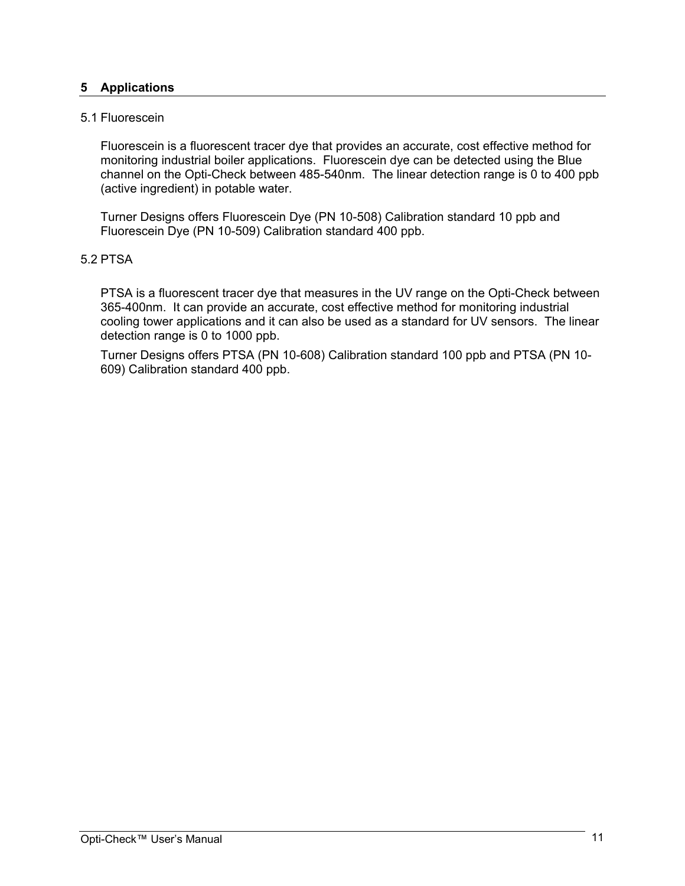# 5 Applications

## 5.1 Fluorescein

Fluorescein is a fluorescent tracer dye that provides an accurate, cost effective method for monitoring industrial boiler applications. Fluorescein dye can be detected using the Blue channel on the Opti-Check between 485-540nm. The linear detection range is 0 to 400 ppb (active ingredient) in potable water.

Turner Designs offers Fluorescein Dye (PN 10-508) Calibration standard 10 ppb and Fluorescein Dye (PN 10-509) Calibration standard 400 ppb.

## 5.2 PTSA

PTSA is a fluorescent tracer dye that measures in the UV range on the Opti-Check between 365-400nm. It can provide an accurate, cost effective method for monitoring industrial cooling tower applications and it can also be used as a standard for UV sensors. The linear detection range is 0 to 1000 ppb.

Turner Designs offers PTSA (PN 10-608) Calibration standard 100 ppb and PTSA (PN 10-609) Calibration standard 400 ppb.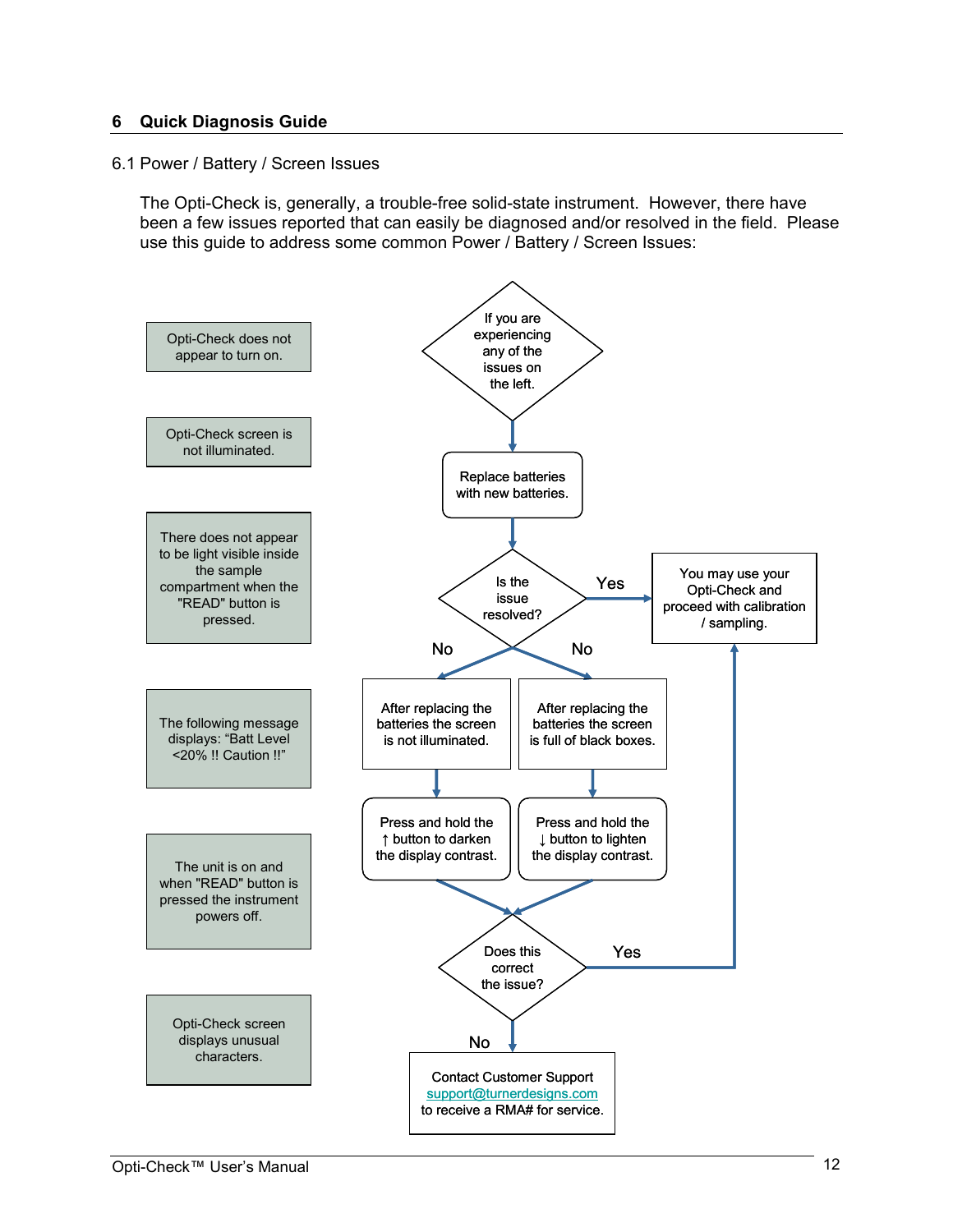## 6 Quick Diagnosis Guide

### 6.1 Power / Battery / Screen Issues

The Opti-Check is, generally, a trouble-free solid-state instrument. However, there have been a few issues reported that can easily be diagnosed and/or resolved in the field. Please use this guide to address some common Power / Battery / Screen Issues:

Opti-Check does not appear to turn on.

Opti-Check screen is not illuminated.

There does not appear to be light visible inside the sample compartment when the "READ" button is pressed.

The following message displays: "Batt Level <20% !! Caution !!"

The unit is on and when "READ" button is pressed the instrument powers off.

Opti-Check screen displays unusual characters.

If you are experiencing any of the issues on the left.

Replace batteries with new batteries.

Is the issue resolved?

Yes

You may use your Opti-Check and proceed with calibration / sampling.

No

No

After replacing the batteries the screen is not illuminated.

After replacing the batteries the screen is full of black boxes.

Press and hold the ↑ button to darken the display contrast.

Press and hold the ↓ button to lighten the display contrast.

Does this correct the issue?

Yes

No

Contact Customer Support
support@turnerdesigns.com
to receive a RMA# for service.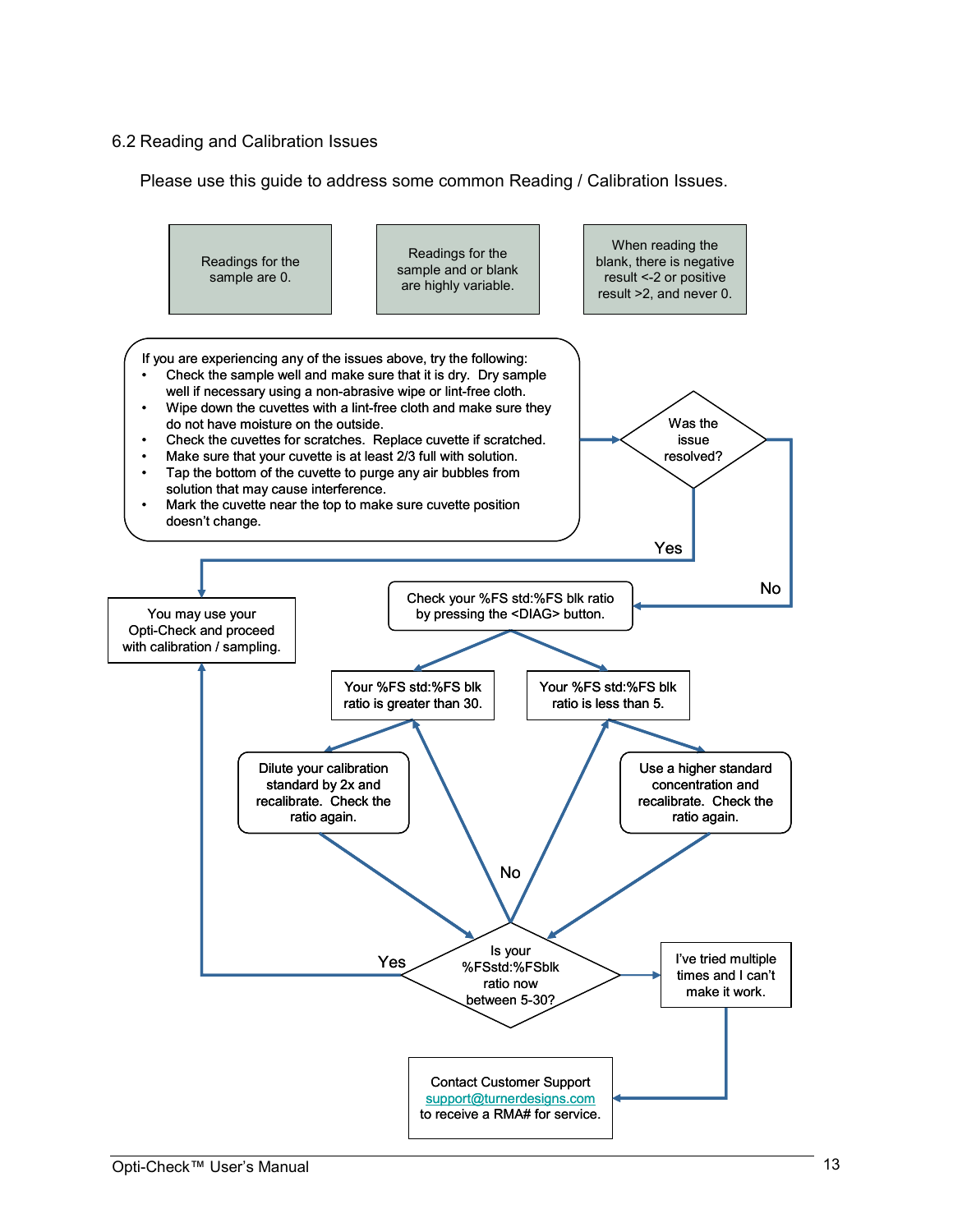## 6.2 Reading and Calibration Issues

Please use this guide to address some common Reading / Calibration Issues.

Readings for the sample are 0.

Readings for the sample and or blank are highly variable.

When reading the blank, there is negative result <-2 or positive result >2, and never 0.

If you are experiencing any of the issues above, try the following:

- Check the sample well and make sure that it is dry. Dry sample well if necessary using a non-abrasive wipe or lint-free cloth.
- Wipe down the cuvettes with a lint-free cloth and make sure they do not have moisture on the outside.
- Check the cuvettes for scratches. Replace cuvette if scratched.
- Make sure that your cuvette is at least 2/3 full with solution.
- Tap the bottom of the cuvette to purge any air bubbles from solution that may cause interference.
- Mark the cuvette near the top to make sure cuvette position doesn't change.

Was the issue resolved?

Yes

No

You may use your Opti-Check and proceed with calibration / sampling.

Check your %FS std:%FS blk ratio by pressing the <DIAG> button.

Your %FS std:%FS blk ratio is greater than 30.

Your %FS std:%FS blk ratio is less than 5.

Dilute your calibration standard by 2x and recalibrate. Check the ratio again.

Use a higher standard concentration and recalibrate. Check the ratio again.

No

Yes

Is your %FSstd:%FSblk ratio now between 5-30?

I've tried multiple times and I can't make it work.

Contact Customer Support
support@turnerdesigns.com
to receive a RMA# for service.

Opti-Check™ User's Manual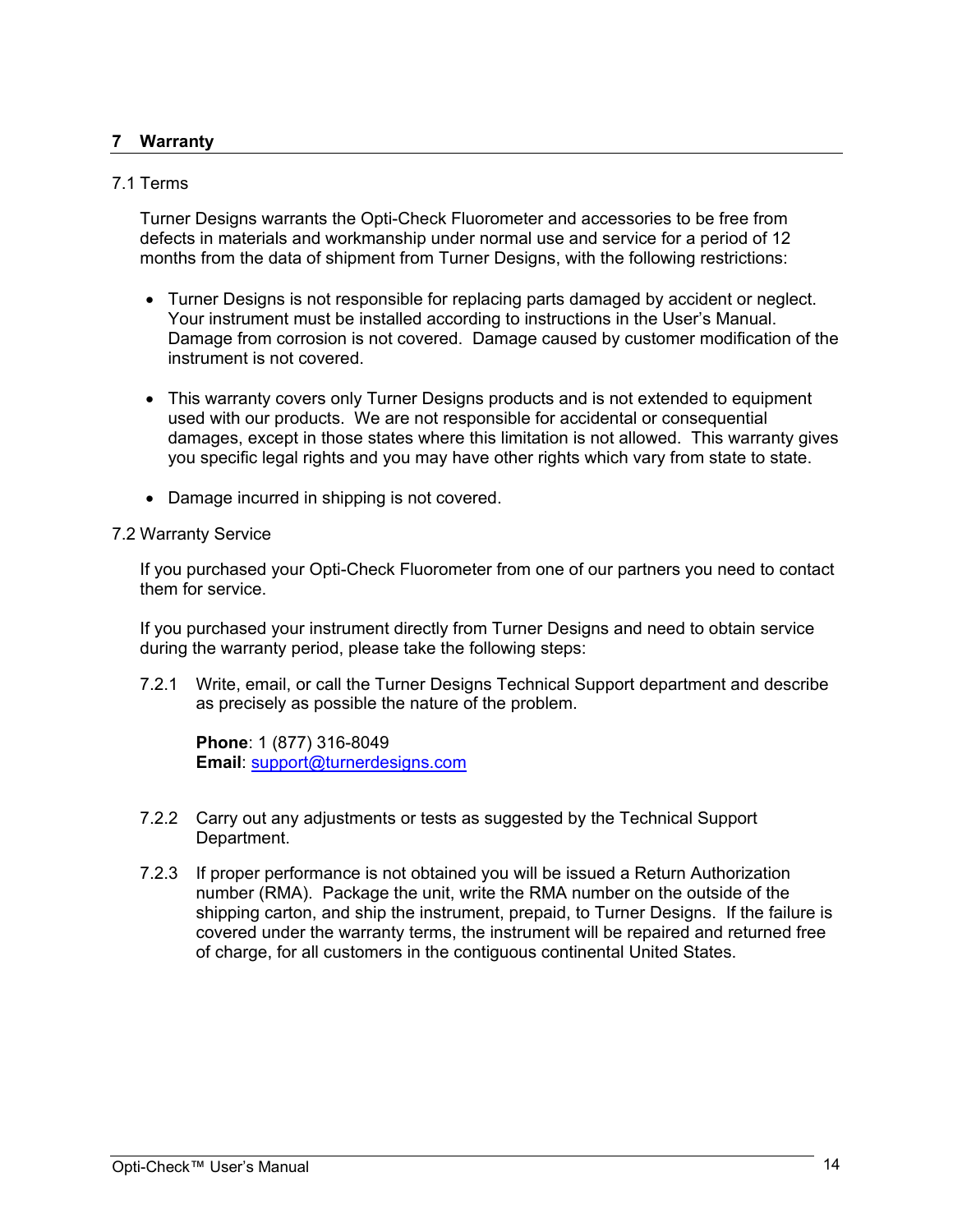# 7 Warranty

## 7.1 Terms

Turner Designs warrants the Opti-Check Fluorometer and accessories to be free from defects in materials and workmanship under normal use and service for a period of 12 months from the data of shipment from Turner Designs, with the following restrictions:

- Turner Designs is not responsible for replacing parts damaged by accident or neglect. Your instrument must be installed according to instructions in the User's Manual. Damage from corrosion is not covered. Damage caused by customer modification of the instrument is not covered.

- This warranty covers only Turner Designs products and is not extended to equipment used with our products. We are not responsible for accidental or consequential damages, except in those states where this limitation is not allowed. This warranty gives you specific legal rights and you may have other rights which vary from state to state.

- Damage incurred in shipping is not covered.

## 7.2 Warranty Service

If you purchased your Opti-Check Fluorometer from one of our partners you need to contact them for service.

If you purchased your instrument directly from Turner Designs and need to obtain service during the warranty period, please take the following steps:

7.2.1 Write, email, or call the Turner Designs Technical Support department and describe as precisely as possible the nature of the problem.

**Phone**: 1 (877) 316-8049
**Email**: support@turnerdesigns.com

7.2.2 Carry out any adjustments or tests as suggested by the Technical Support Department.

7.2.3 If proper performance is not obtained you will be issued a Return Authorization number (RMA). Package the unit, write the RMA number on the outside of the shipping carton, and ship the instrument, prepaid, to Turner Designs. If the failure is covered under the warranty terms, the instrument will be repaired and returned free of charge, for all customers in the contiguous continental United States.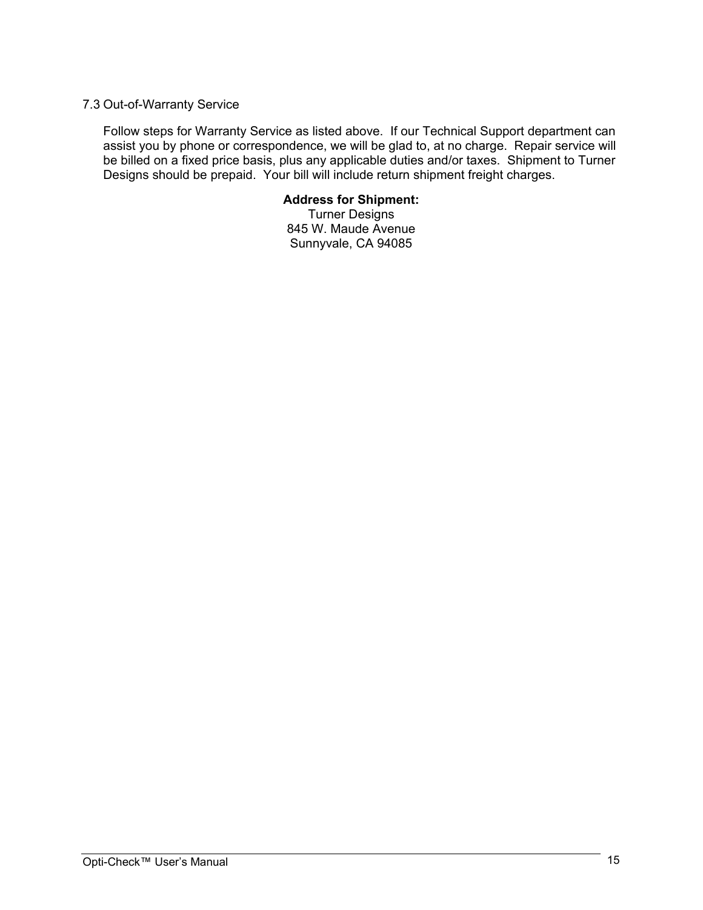## 7.3 Out-of-Warranty Service

Follow steps for Warranty Service as listed above. If our Technical Support department can assist you by phone or correspondence, we will be glad to, at no charge. Repair service will be billed on a fixed price basis, plus any applicable duties and/or taxes. Shipment to Turner Designs should be prepaid. Your bill will include return shipment freight charges.

**Address for Shipment:**
Turner Designs
845 W. Maude Avenue
Sunnyvale, CA 94085